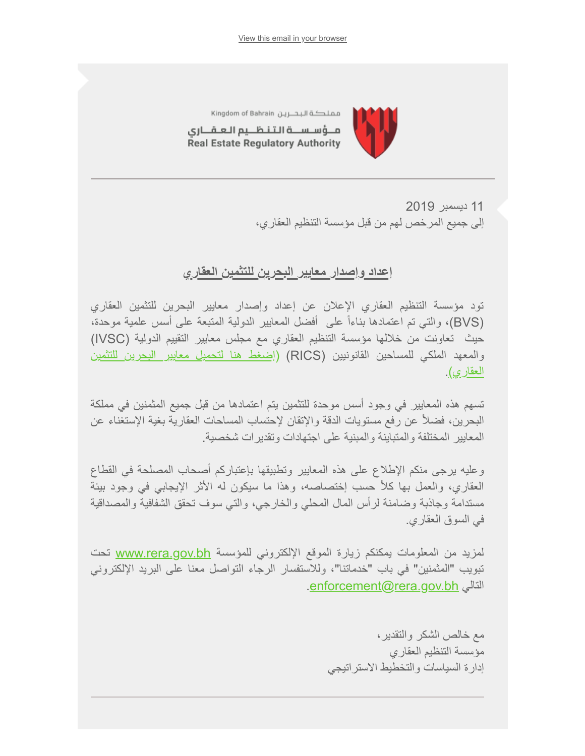View this email in your browser

Kingdom of Bahrain مملكة البحرين

مؤسسة التنظيم العقاري
Real Estate Regulatory Authority

11 ديسمبر 2019
إلى جميع المرخص لهم من قبل مؤسسة التنظيم العقاري،

## إعداد وإصدار معايير البحرين للتثمين العقاري

تود مؤسسة التنظيم العقاري الإعلان عن إعداد وإصدار معايير البحرين للتثمين العقاري (BVS)، والتي تم اعتمادها بناءاً على أفضل المعايير الدولية المتبعة على أسس علمية موحدة، حيث تعاونت من خلالها مؤسسة التنظيم العقاري مع مجلس معايير التقييم الدولية (IVSC) والمعهد الملكي للمساحين القانونيين (RICS) (اضغط هنا لتحميل معايير البحرين للتثمين العقاري).

تسهم هذه المعايير في وجود أسس موحدة للتثمين يتم اعتمادها من قبل جميع المثمنين في مملكة البحرين، فضلاً عن رفع مستويات الدقة والإتقان لإحتساب المساحات العقارية بغية الإستغناء عن المعايير المختلفة والمتباينة والمبنية على اجتهادات وتقديرات شخصية.

وعليه يرجى منكم الإطلاع على هذه المعايير وتطبيقها بإعتباركم أصحاب المصلحة في القطاع العقاري، والعمل بها كلاً حسب إختصاصه، وهذا ما سيكون له الأثر الإيجابي في وجود بيئة مستدامة وجاذبة وضامنة لرأس المال المحلي والخارجي، والتي سوف تحقق الشفافية والمصداقية في السوق العقاري.

لمزيد من المعلومات يمكنكم زيارة الموقع الإلكتروني للمؤسسة www.rera.gov.bh تحت تبويب "المثمنين" في باب "خدماتنا"، وللاستفسار الرجاء التواصل معنا على البريد الإلكتروني التالي enforcement@rera.gov.bh.

مع خالص الشكر والتقدير،
مؤسسة التنظيم العقاري
إدارة السياسات والتخطيط الاستراتيجي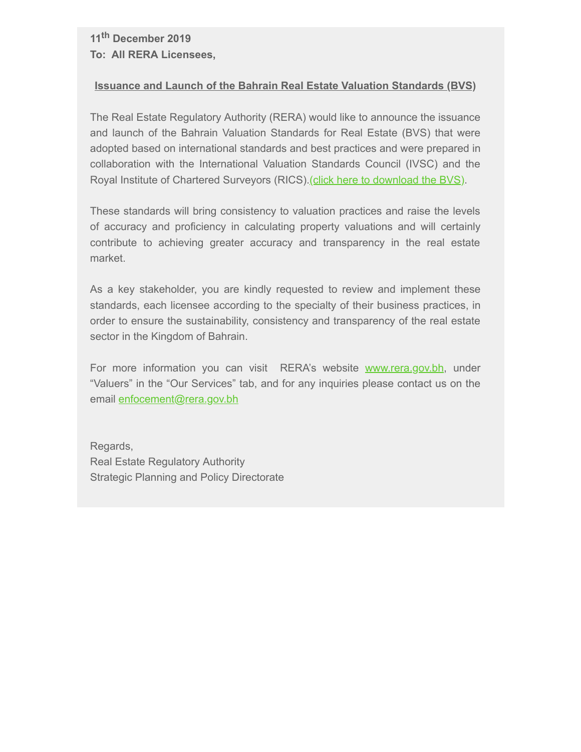**11th December 2019**
**To: All RERA Licensees,**

**Issuance and Launch of the Bahrain Real Estate Valuation Standards (BVS)**

The Real Estate Regulatory Authority (RERA) would like to announce the issuance and launch of the Bahrain Valuation Standards for Real Estate (BVS) that were adopted based on international standards and best practices and were prepared in collaboration with the International Valuation Standards Council (IVSC) and the Royal Institute of Chartered Surveyors (RICS).(click here to download the BVS).

These standards will bring consistency to valuation practices and raise the levels of accuracy and proficiency in calculating property valuations and will certainly contribute to achieving greater accuracy and transparency in the real estate market.

As a key stakeholder, you are kindly requested to review and implement these standards, each licensee according to the specialty of their business practices, in order to ensure the sustainability, consistency and transparency of the real estate sector in the Kingdom of Bahrain.

For more information you can visit RERA's website www.rera.gov.bh, under "Valuers" in the "Our Services" tab, and for any inquiries please contact us on the email enfocement@rera.gov.bh

Regards,
Real Estate Regulatory Authority
Strategic Planning and Policy Directorate